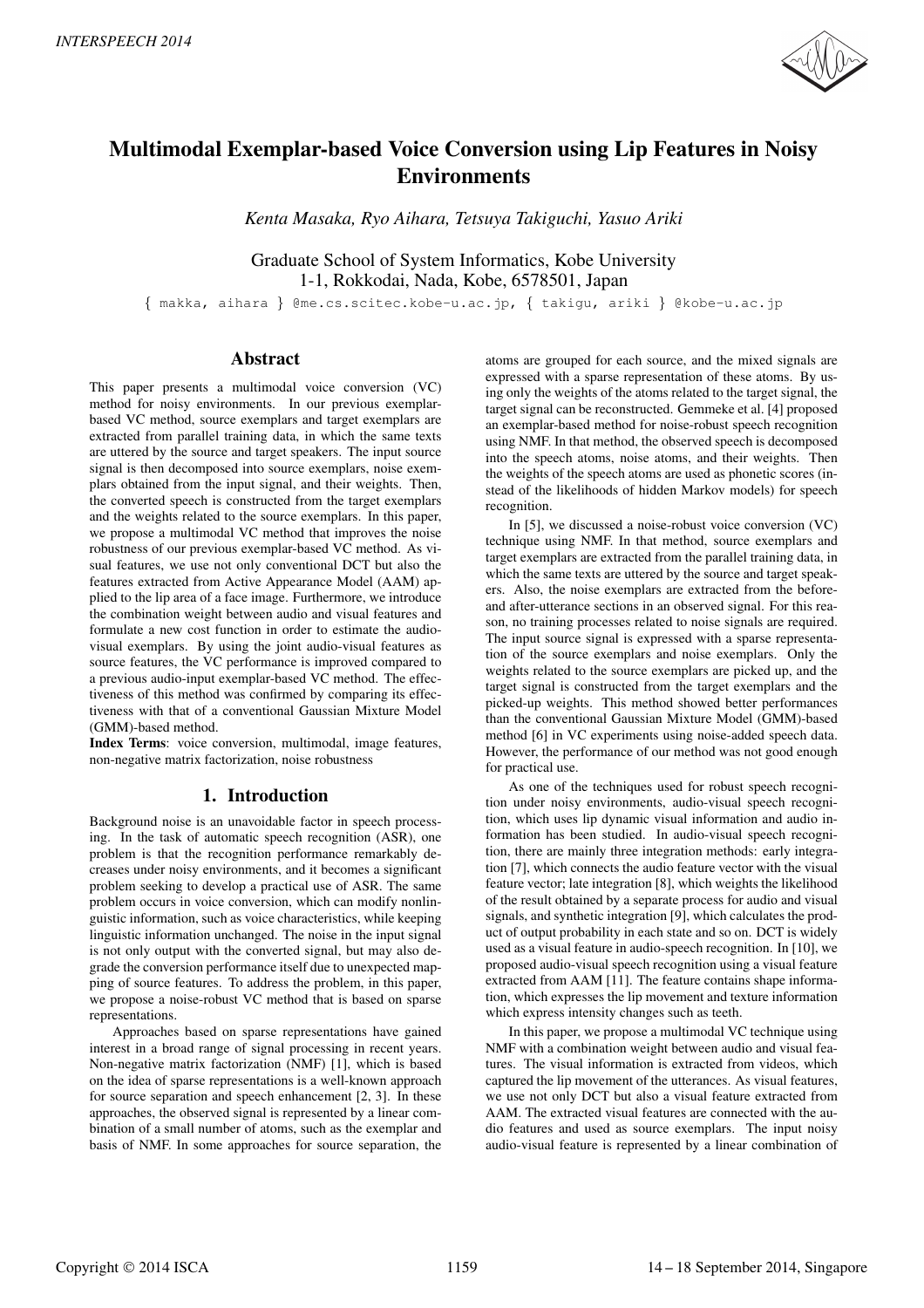# Multimodal Exemplar-based Voice Conversion using Lip Features in Noisy Environments

*Kenta Masaka, Ryo Aihara, Tetsuya Takiguchi, Yasuo Ariki*

Graduate School of System Informatics, Kobe University
1-1, Rokkodai, Nada, Kobe, 6578501, Japan

{ makka, aihara } @me.cs.scitec.kobe-u.ac.jp, { takigu, ariki } @kobe-u.ac.jp

## Abstract

This paper presents a multimodal voice conversion (VC) method for noisy environments. In our previous exemplar-based VC method, source exemplars and target exemplars are extracted from parallel training data, in which the same texts are uttered by the source and target speakers. The input source signal is then decomposed into source exemplars, noise exemplars obtained from the input signal, and their weights. Then, the converted speech is constructed from the target exemplars and the weights related to the source exemplars. In this paper, we propose a multimodal VC method that improves the noise robustness of our previous exemplar-based VC method. As visual features, we use not only conventional DCT but also the features extracted from Active Appearance Model (AAM) applied to the lip area of a face image. Furthermore, we introduce the combination weight between audio and visual features and formulate a new cost function in order to estimate the audio-visual exemplars. By using the joint audio-visual features as source features, the VC performance is improved compared to a previous audio-input exemplar-based VC method. The effectiveness of this method was confirmed by comparing its effectiveness with that of a conventional Gaussian Mixture Model (GMM)-based method.

**Index Terms**: voice conversion, multimodal, image features, non-negative matrix factorization, noise robustness

## 1. Introduction

Background noise is an unavoidable factor in speech processing. In the task of automatic speech recognition (ASR), one problem is that the recognition performance remarkably decreases under noisy environments, and it becomes a significant problem seeking to develop a practical use of ASR. The same problem occurs in voice conversion, which can modify nonlinguistic information, such as voice characteristics, while keeping linguistic information unchanged. The noise in the input signal is not only output with the converted signal, but may also degrade the conversion performance itself due to unexpected mapping of source features. To address the problem, in this paper, we propose a noise-robust VC method that is based on sparse representations.

Approaches based on sparse representations have gained interest in a broad range of signal processing in recent years. Non-negative matrix factorization (NMF) [1], which is based on the idea of sparse representations is a well-known approach for source separation and speech enhancement [2, 3]. In these approaches, the observed signal is represented by a linear combination of a small number of atoms, such as the exemplar and basis of NMF. In some approaches for source separation, the atoms are grouped for each source, and the mixed signals are expressed with a sparse representation of these atoms. By using only the weights of the atoms related to the target signal, the target signal can be reconstructed. Gemmeke et al. [4] proposed an exemplar-based method for noise-robust speech recognition using NMF. In that method, the observed speech is decomposed into the speech atoms, noise atoms, and their weights. Then the weights of the speech atoms are used as phonetic scores (instead of the likelihoods of hidden Markov models) for speech recognition.

In [5], we discussed a noise-robust voice conversion (VC) technique using NMF. In that method, source exemplars and target exemplars are extracted from the parallel training data, in which the same texts are uttered by the source and target speakers. Also, the noise exemplars are extracted from the before- and after-utterance sections in an observed signal. For this reason, no training processes related to noise signals are required. The input source signal is expressed with a sparse representation of the source exemplars and noise exemplars. Only the weights related to the source exemplars are picked up, and the target signal is constructed from the target exemplars and the picked-up weights. This method showed better performances than the conventional Gaussian Mixture Model (GMM)-based method [6] in VC experiments using noise-added speech data. However, the performance of our method was not good enough for practical use.

As one of the techniques used for robust speech recognition under noisy environments, audio-visual speech recognition, which uses lip dynamic visual information and audio information has been studied. In audio-visual speech recognition, there are mainly three integration methods: early integration [7], which connects the audio feature vector with the visual feature vector; late integration [8], which weights the likelihood of the result obtained by a separate process for audio and visual signals, and synthetic integration [9], which calculates the product of output probability in each state and so on. DCT is widely used as a visual feature in audio-speech recognition. In [10], we proposed audio-visual speech recognition using a visual feature extracted from AAM [11]. The feature contains shape information, which expresses the lip movement and texture information which express intensity changes such as teeth.

In this paper, we propose a multimodal VC technique using NMF with a combination weight between audio and visual features. The visual information is extracted from videos, which captured the lip movement of the utterances. As visual features, we use not only DCT but also a visual feature extracted from AAM. The extracted visual features are connected with the audio features and used as source exemplars. The input noisy audio-visual feature is represented by a linear combination of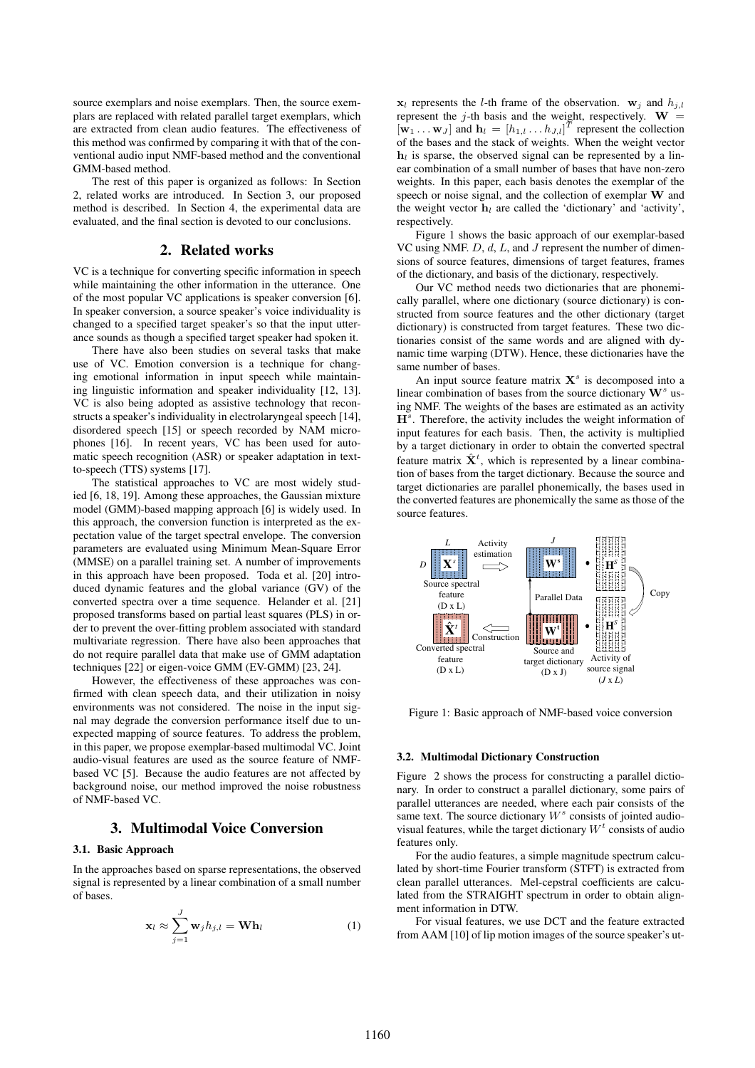source exemplars and noise exemplars. Then, the source exemplars are replaced with related parallel target exemplars, which are extracted from clean audio features. The effectiveness of this method was confirmed by comparing it with that of the conventional audio input NMF-based method and the conventional GMM-based method.

The rest of this paper is organized as follows: In Section 2, related works are introduced. In Section 3, our proposed method is described. In Section 4, the experimental data are evaluated, and the final section is devoted to our conclusions.

## 2. Related works

VC is a technique for converting specific information in speech while maintaining the other information in the utterance. One of the most popular VC applications is speaker conversion [6]. In speaker conversion, a source speaker's voice individuality is changed to a specified target speaker's so that the input utterance sounds as though a specified target speaker had spoken it.

There have also been studies on several tasks that make use of VC. Emotion conversion is a technique for changing emotional information in input speech while maintaining linguistic information and speaker individuality [12, 13]. VC is also being adopted as assistive technology that reconstructs a speaker's individuality in electrolaryngeal speech [14], disordered speech [15] or speech recorded by NAM microphones [16]. In recent years, VC has been used for automatic speech recognition (ASR) or speaker adaptation in text-to-speech (TTS) systems [17].

The statistical approaches to VC are most widely studied [6, 18, 19]. Among these approaches, the Gaussian mixture model (GMM)-based mapping approach [6] is widely used. In this approach, the conversion function is interpreted as the expectation value of the target spectral envelope. The conversion parameters are evaluated using Minimum Mean-Square Error (MMSE) on a parallel training set. A number of improvements in this approach have been proposed. Toda et al. [20] introduced dynamic features and the global variance (GV) of the converted spectra over a time sequence. Helander et al. [21] proposed transforms based on partial least squares (PLS) in order to prevent the over-fitting problem associated with standard multivariate regression. There have also been approaches that do not require parallel data that make use of GMM adaptation techniques [22] or eigen-voice GMM (EV-GMM) [23, 24].

However, the effectiveness of these approaches was confirmed with clean speech data, and their utilization in noisy environments was not considered. The noise in the input signal may degrade the conversion performance itself due to unexpected mapping of source features. To address the problem, in this paper, we propose exemplar-based multimodal VC. Joint audio-visual features are used as the source feature of NMF-based VC [5]. Because the audio features are not affected by background noise, our method improved the noise robustness of NMF-based VC.

## 3. Multimodal Voice Conversion

### 3.1. Basic Approach

In the approaches based on sparse representations, the observed signal is represented by a linear combination of a small number of bases.

$$\mathbf{x}_l \approx \sum_{j=1}^{J} \mathbf{w}_j h_{j,l} = \mathbf{W}\mathbf{h}_l \tag{1}$$

$\mathbf{x}_l$ represents the $l$-th frame of the observation. $\mathbf{w}_j$ and $h_{j,l}$ represent the $j$-th basis and the weight, respectively. $\mathbf{W} = [\mathbf{w}_1 \dots \mathbf{w}_J]$ and $\mathbf{h}_l = [h_{1,l} \dots h_{J,l}]^T$ represent the collection of the bases and the stack of weights. When the weight vector $\mathbf{h}_l$ is sparse, the observed signal can be represented by a linear combination of a small number of bases that have non-zero weights. In this paper, each basis denotes the exemplar of the speech or noise signal, and the collection of exemplar $\mathbf{W}$ and the weight vector $\mathbf{h}_l$ are called the 'dictionary' and 'activity', respectively.

Figure 1 shows the basic approach of our exemplar-based VC using NMF. $D$, $d$, $L$, and $J$ represent the number of dimensions of source features, dimensions of target features, frames of the dictionary, and basis of the dictionary, respectively.

Our VC method needs two dictionaries that are phonemically parallel, where one dictionary (source dictionary) is constructed from source features and the other dictionary (target dictionary) is constructed from target features. These two dictionaries consist of the same words and are aligned with dynamic time warping (DTW). Hence, these dictionaries have the same number of bases.

An input source feature matrix $\mathbf{X}^s$ is decomposed into a linear combination of bases from the source dictionary $\mathbf{W}^s$ using NMF. The weights of the bases are estimated as an activity $\mathbf{H}^s$. Therefore, the activity includes the weight information of input features for each basis. Then, the activity is multiplied by a target dictionary in order to obtain the converted spectral feature matrix $\hat{\mathbf{X}}^t$, which is represented by a linear combination of bases from the target dictionary. Because the source and target dictionaries are parallel phonemically, the bases used in the converted features are phonemically the same as those of the source features.

Figure 1: Basic approach of NMF-based voice conversion

### 3.2. Multimodal Dictionary Construction

Figure 2 shows the process for constructing a parallel dictionary. In order to construct a parallel dictionary, some pairs of parallel utterances are needed, where each pair consists of the same text. The source dictionary $W^s$ consists of jointed audio-visual features, while the target dictionary $W^t$ consists of audio features only.

For the audio features, a simple magnitude spectrum calculated by short-time Fourier transform (STFT) is extracted from clean parallel utterances. Mel-cepstral coefficients are calculated from the STRAIGHT spectrum in order to obtain alignment information in DTW.

For visual features, we use DCT and the feature extracted from AAM [10] of lip motion images of the source speaker's ut-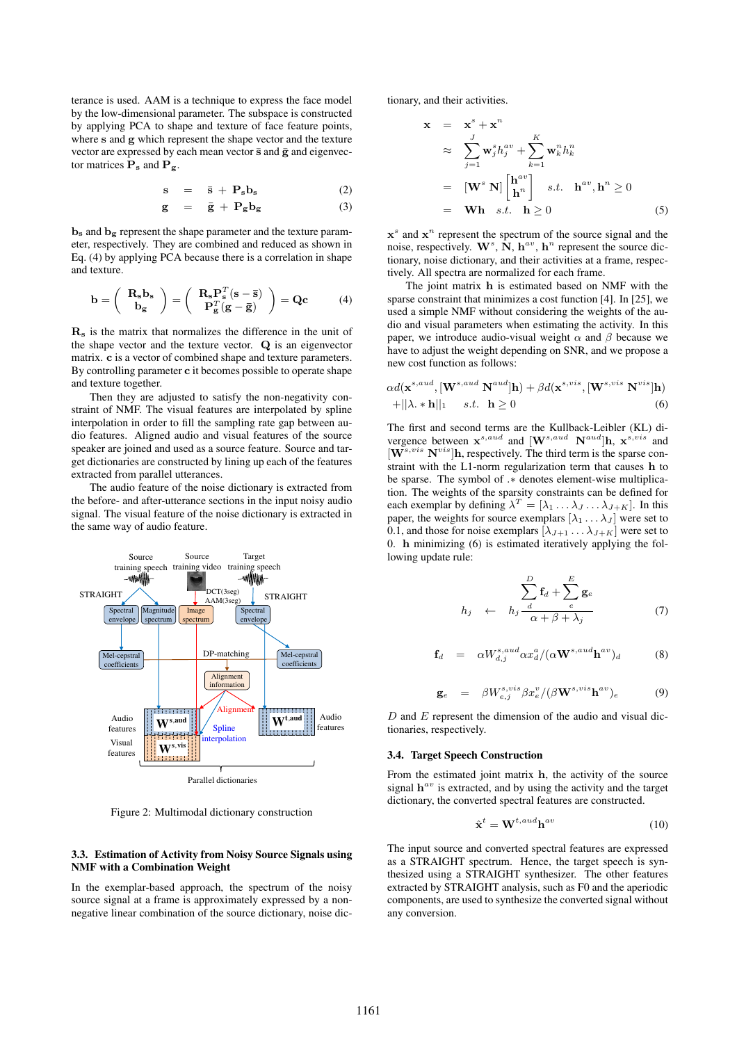terance is used. AAM is a technique to express the face model by the low-dimensional parameter. The subspace is constructed by applying PCA to shape and texture of face feature points, where $\mathbf{s}$ and $\mathbf{g}$ which represent the shape vector and the texture vector are expressed by each mean vector $\bar{\mathbf{s}}$ and $\bar{\mathbf{g}}$ and eigenvector matrices $\mathbf{P_s}$ and $\mathbf{P_g}$.

$$\mathbf{s} \quad = \quad \bar{\mathbf{s}} + \mathbf{P_s b_s} \tag{2}$$

$$\mathbf{g} \quad = \quad \bar{\mathbf{g}} + \mathbf{P_g b_g} \tag{3}$$

$\mathbf{b_s}$ and $\mathbf{b_g}$ represent the shape parameter and the texture parameter, respectively. They are combined and reduced as shown in Eq. (4) by applying PCA because there is a correlation in shape and texture.

$$\mathbf{b} = \begin{pmatrix} \mathbf{R_s b_s} \\ \mathbf{b_g} \end{pmatrix} = \begin{pmatrix} \mathbf{R_s P_s}^T(\mathbf{s} - \bar{\mathbf{s}}) \\ \mathbf{P_g}^T(\mathbf{g} - \bar{\mathbf{g}}) \end{pmatrix} = \mathbf{Qc} \tag{4}$$

$\mathbf{R_s}$ is the matrix that normalizes the difference in the unit of the shape vector and the texture vector. $\mathbf{Q}$ is an eigenvector matrix. $\mathbf{c}$ is a vector of combined shape and texture parameters. By controlling parameter $\mathbf{c}$ it becomes possible to operate shape and texture together.

Then they are adjusted to satisfy the non-negativity constraint of NMF. The visual features are interpolated by spline interpolation in order to fill the sampling rate gap between audio features. Aligned audio and visual features of the source speaker are joined and used as a source feature. Source and target dictionaries are constructed by lining up each of the features extracted from parallel utterances.

The audio feature of the noise dictionary is extracted from the before- and after-utterance sections in the input noisy audio signal. The visual feature of the noise dictionary is extracted in the same way of audio feature.

Figure 2: Multimodal dictionary construction

### 3.3. Estimation of Activity from Noisy Source Signals using NMF with a Combination Weight

In the exemplar-based approach, the spectrum of the noisy source signal at a frame is approximately expressed by a non-negative linear combination of the source dictionary, noise dictionary, and their activities.

$$\begin{aligned}
\mathbf{x} \quad &= \quad \mathbf{x}^s + \mathbf{x}^n \\
&\approx \quad \sum_{j=1}^{J} \mathbf{w}_j^s h_j^{av} + \sum_{k=1}^{K} \mathbf{w}_k^n h_k^n \\
&= \quad [\mathbf{W}^s \ \mathbf{N}] \begin{bmatrix} \mathbf{h}^{av} \\ \mathbf{h}^n \end{bmatrix} \quad s.t. \quad \mathbf{h}^{av}, \mathbf{h}^n \geq 0 \\
&= \quad \mathbf{Wh} \quad s.t. \quad \mathbf{h} \geq 0
\end{aligned} \tag{5}$$

$\mathbf{x}^s$ and $\mathbf{x}^n$ represent the spectrum of the source signal and the noise, respectively. $\mathbf{W}^s$, $\mathbf{N}$, $\mathbf{h}^{av}$, $\mathbf{h}^n$ represent the source dictionary, noise dictionary, and their activities at a frame, respectively. All spectra are normalized for each frame.

The joint matrix $\mathbf{h}$ is estimated based on NMF with the sparse constraint that minimizes a cost function [4]. In [25], we used a simple NMF without considering the weights of the audio and visual parameters when estimating the activity. In this paper, we introduce audio-visual weight $\alpha$ and $\beta$ because we have to adjust the weight depending on SNR, and we propose a new cost function as follows:

$$\begin{aligned}
&\alpha d(\mathbf{x}^{s,aud}, [\mathbf{W}^{s,aud} \ \mathbf{N}^{aud}]\mathbf{h}) + \beta d(\mathbf{x}^{s,vis}, [\mathbf{W}^{s,vis} \ \mathbf{N}^{vis}]\mathbf{h}) \\
&+ ||\lambda .* \mathbf{h}||_1 \quad s.t. \quad \mathbf{h} \geq 0
\end{aligned} \tag{6}$$

The first and second terms are the Kullback-Leibler (KL) divergence between $\mathbf{x}^{s,aud}$ and $[\mathbf{W}^{s,aud} \ \mathbf{N}^{aud}]\mathbf{h}$, $\mathbf{x}^{s,vis}$ and $[\mathbf{W}^{s,vis} \ \mathbf{N}^{vis}]\mathbf{h}$, respectively. The third term is the sparse constraint with the L1-norm regularization term that causes $\mathbf{h}$ to be sparse. The symbol of $.*$ denotes element-wise multiplication. The weights of the sparsity constraints can be defined for each exemplar by defining $\lambda^T = [\lambda_1 \ldots \lambda_J \ldots \lambda_{J+K}]$. In this paper, the weights for source exemplars $[\lambda_1 \ldots \lambda_J]$ were set to 0.1, and those for noise exemplars $[\lambda_{J+1} \ldots \lambda_{J+K}]$ were set to 0. $\mathbf{h}$ minimizing (6) is estimated iteratively applying the following update rule:

$$h_j \quad \leftarrow \quad h_j \frac{\sum_d^D \mathbf{f}_d + \sum_e^E \mathbf{g}_e}{\alpha + \beta + \lambda_j} \tag{7}$$

$$\mathbf{f}_d \quad = \quad \alpha W_{d,j}^{s,aud} \alpha x_d^a / (\alpha \mathbf{W}^{s,aud} \mathbf{h}^{av})_d \tag{8}$$

$$\mathbf{g}_e \quad = \quad \beta W_{e,j}^{s,vis} \beta x_e^v / (\beta \mathbf{W}^{s,vis} \mathbf{h}^{av})_e \tag{9}$$

$D$ and $E$ represent the dimension of the audio and visual dictionaries, respectively.

### 3.4. Target Speech Construction

From the estimated joint matrix $\mathbf{h}$, the activity of the source signal $\mathbf{h}^{av}$ is extracted, and by using the activity and the target dictionary, the converted spectral features are constructed.

$$\hat{\mathbf{x}}^t = \mathbf{W}^{t,aud} \mathbf{h}^{av} \tag{10}$$

The input source and converted spectral features are expressed as a STRAIGHT spectrum. Hence, the target speech is synthesized using a STRAIGHT synthesizer. The other features extracted by STRAIGHT analysis, such as F0 and the aperiodic components, are used to synthesize the converted signal without any conversion.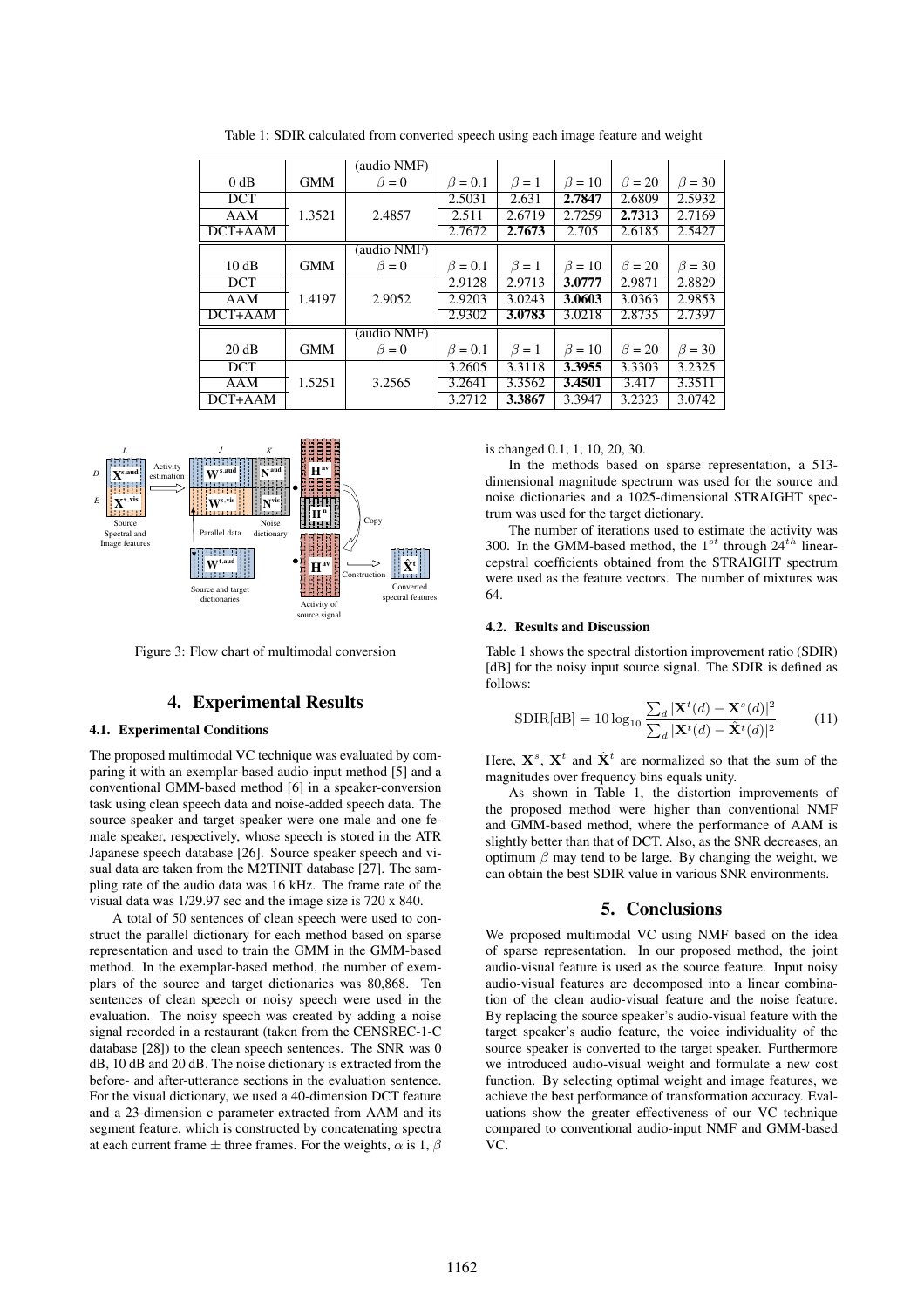Table 1: SDIR calculated from converted speech using each image feature and weight

| 0 dB | GMM | (audio NMF) $\beta = 0$ | $\beta = 0.1$ | $\beta = 1$ | $\beta = 10$ | $\beta = 20$ | $\beta = 30$ |
|---|---|---|---|---|---|---|---|
| DCT | 1.3521 | 2.4857 | 2.5031 | 2.631 | **2.7847** | 2.6809 | 2.5932 |
| AAM | | | 2.511 | 2.6719 | 2.7259 | **2.7313** | 2.7169 |
| DCT+AAM | | | 2.7672 | **2.7673** | 2.705 | 2.6185 | 2.5427 |
| **10 dB** | **GMM** | **(audio NMF) $\beta = 0$** | **$\beta = 0.1$** | **$\beta = 1$** | **$\beta = 10$** | **$\beta = 20$** | **$\beta = 30$** |
| DCT | 1.4197 | 2.9052 | 2.9128 | 2.9713 | **3.0777** | 2.9871 | 2.8829 |
| AAM | | | 2.9203 | 3.0243 | **3.0603** | 3.0363 | 2.9853 |
| DCT+AAM | | | 2.9302 | **3.0783** | 3.0218 | 2.8735 | 2.7397 |
| **20 dB** | **GMM** | **(audio NMF) $\beta = 0$** | **$\beta = 0.1$** | **$\beta = 1$** | **$\beta = 10$** | **$\beta = 20$** | **$\beta = 30$** |
| DCT | 1.5251 | 3.2565 | 3.2605 | 3.3118 | **3.3955** | 3.3303 | 3.2325 |
| AAM | | | 3.2641 | 3.3562 | **3.4501** | 3.417 | 3.3511 |
| DCT+AAM | | | 3.2712 | **3.3867** | 3.3947 | 3.2323 | 3.0742 |

Figure 3: Flow chart of multimodal conversion

## 4. Experimental Results

### 4.1. Experimental Conditions

The proposed multimodal VC technique was evaluated by comparing it with an exemplar-based audio-input method [5] and a conventional GMM-based method [6] in a speaker-conversion task using clean speech data and noise-added speech data. The source speaker and target speaker were one male and one female speaker, respectively, whose speech is stored in the ATR Japanese speech database [26]. Source speaker speech and visual data are taken from the M2TINIT database [27]. The sampling rate of the audio data was 16 kHz. The frame rate of the visual data was 1/29.97 sec and the image size is 720 x 840.

A total of 50 sentences of clean speech were used to construct the parallel dictionary for each method based on sparse representation and used to train the GMM in the GMM-based method. In the exemplar-based method, the number of exemplars of the source and target dictionaries was 80,868. Ten sentences of clean speech or noisy speech were used in the evaluation. The noisy speech was created by adding a noise signal recorded in a restaurant (taken from the CENSREC-1-C database [28]) to the clean speech sentences. The SNR was 0 dB, 10 dB and 20 dB. The noise dictionary is extracted from the before- and after-utterance sections in the evaluation sentence. For the visual dictionary, we used a 40-dimension DCT feature and a 23-dimension c parameter extracted from AAM and its segment feature, which is constructed by concatenating spectra at each current frame $\pm$ three frames. For the weights, $\alpha$ is 1, $\beta$ is changed 0.1, 1, 10, 20, 30.

In the methods based on sparse representation, a 513-dimensional magnitude spectrum was used for the source and noise dictionaries and a 1025-dimensional STRAIGHT spectrum was used for the target dictionary.

The number of iterations used to estimate the activity was 300. In the GMM-based method, the $1^{st}$ through $24^{th}$ linear-cepstral coefficients obtained from the STRAIGHT spectrum were used as the feature vectors. The number of mixtures was 64.

### 4.2. Results and Discussion

Table 1 shows the spectral distortion improvement ratio (SDIR) [dB] for the noisy input source signal. The SDIR is defined as follows:

$$\mathrm{SDIR[dB]} = 10 \log_{10} \frac{\sum_d |\mathbf{X}^t(d) - \mathbf{X}^s(d)|^2}{\sum_d |\mathbf{X}^t(d) - \hat{\mathbf{X}}^t(d)|^2} \tag{11}$$

Here, $\mathbf{X}^s$, $\mathbf{X}^t$ and $\hat{\mathbf{X}}^t$ are normalized so that the sum of the magnitudes over frequency bins equals unity.

As shown in Table 1, the distortion improvements of the proposed method were higher than conventional NMF and GMM-based method, where the performance of AAM is slightly better than that of DCT. Also, as the SNR decreases, an optimum $\beta$ may tend to be large. By changing the weight, we can obtain the best SDIR value in various SNR environments.

## 5. Conclusions

We proposed multimodal VC using NMF based on the idea of sparse representation. In our proposed method, the joint audio-visual feature is used as the source feature. Input noisy audio-visual features are decomposed into a linear combination of the clean audio-visual feature and the noise feature. By replacing the source speaker's audio-visual feature with the target speaker's audio feature, the voice individuality of the source speaker is converted to the target speaker. Furthermore we introduced audio-visual weight and formulate a new cost function. By selecting optimal weight and image features, we achieve the best performance of transformation accuracy. Evaluations show the greater effectiveness of our VC technique compared to conventional audio-input NMF and GMM-based VC.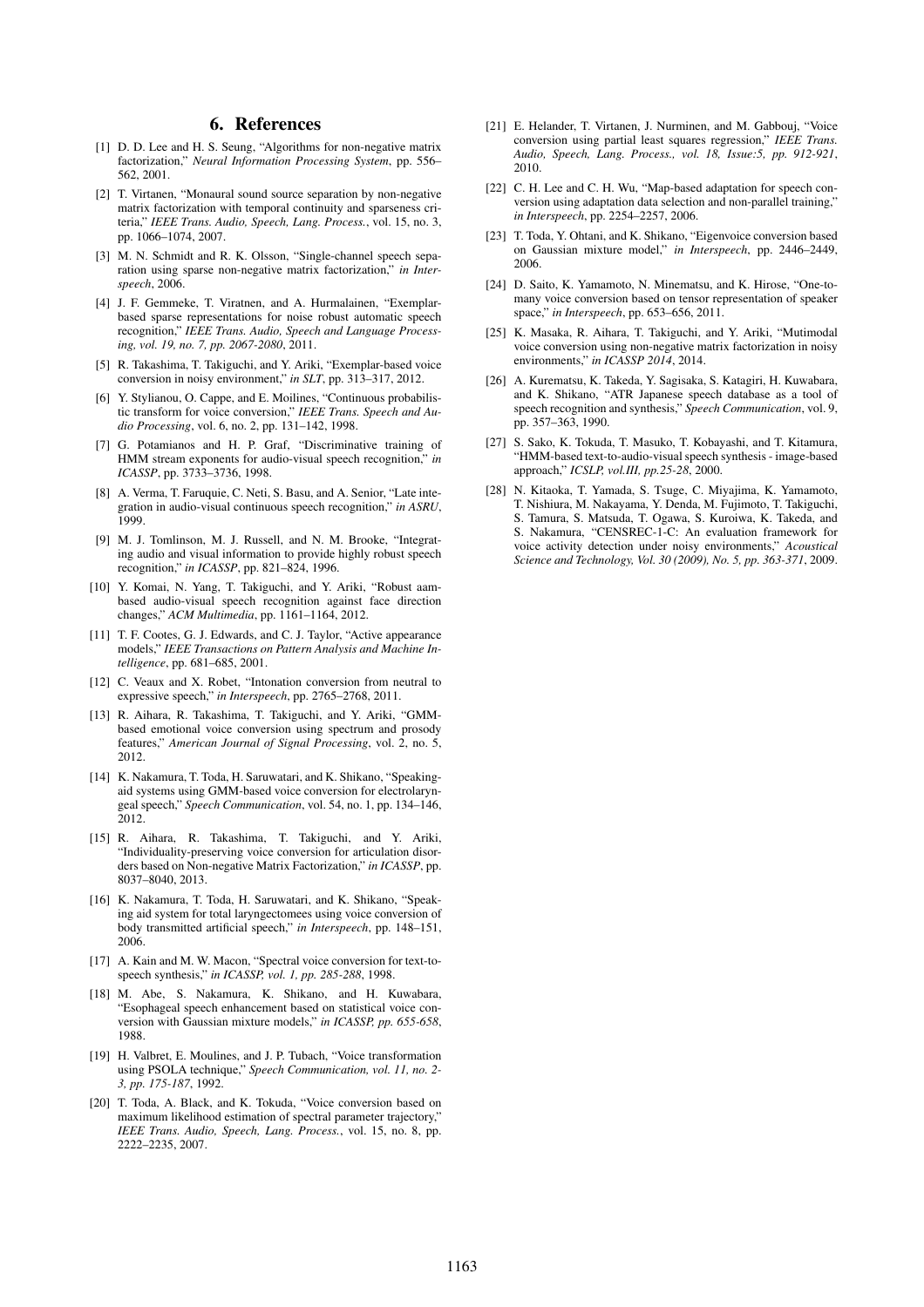## 6. References

[1] D. D. Lee and H. S. Seung, "Algorithms for non-negative matrix factorization," *Neural Information Processing System*, pp. 556–562, 2001.

[2] T. Virtanen, "Monaural sound source separation by non-negative matrix factorization with temporal continuity and sparseness criteria," *IEEE Trans. Audio, Speech, Lang. Process.*, vol. 15, no. 3, pp. 1066–1074, 2007.

[3] M. N. Schmidt and R. K. Olsson, "Single-channel speech separation using sparse non-negative matrix factorization," *in Interspeech*, 2006.

[4] J. F. Gemmeke, T. Viratnen, and A. Hurmalainen, "Exemplar-based sparse representations for noise robust automatic speech recognition," *IEEE Trans. Audio, Speech and Language Processing, vol. 19, no. 7, pp. 2067-2080*, 2011.

[5] R. Takashima, T. Takiguchi, and Y. Ariki, "Exemplar-based voice conversion in noisy environment," *in SLT*, pp. 313–317, 2012.

[6] Y. Stylianou, O. Cappe, and E. Moilines, "Continuous probabilistic transform for voice conversion," *IEEE Trans. Speech and Audio Processing*, vol. 6, no. 2, pp. 131–142, 1998.

[7] G. Potamianos and H. P. Graf, "Discriminative training of HMM stream exponents for audio-visual speech recognition," *in ICASSP*, pp. 3733–3736, 1998.

[8] A. Verma, T. Faruquie, C. Neti, S. Basu, and A. Senior, "Late integration in audio-visual continuous speech recognition," *in ASRU*, 1999.

[9] M. J. Tomlinson, M. J. Russell, and N. M. Brooke, "Integrating audio and visual information to provide highly robust speech recognition," *in ICASSP*, pp. 821–824, 1996.

[10] Y. Komai, N. Yang, T. Takiguchi, and Y. Ariki, "Robust aam-based audio-visual speech recognition against face direction changes," *ACM Multimedia*, pp. 1161–1164, 2012.

[11] T. F. Cootes, G. J. Edwards, and C. J. Taylor, "Active appearance models," *IEEE Transactions on Pattern Analysis and Machine Intelligence*, pp. 681–685, 2001.

[12] C. Veaux and X. Robet, "Intonation conversion from neutral to expressive speech," *in Interspeech*, pp. 2765–2768, 2011.

[13] R. Aihara, R. Takashima, T. Takiguchi, and Y. Ariki, "GMM-based emotional voice conversion using spectrum and prosody features," *American Journal of Signal Processing*, vol. 2, no. 5, 2012.

[14] K. Nakamura, T. Toda, H. Saruwatari, and K. Shikano, "Speaking-aid systems using GMM-based voice conversion for electrolaryngeal speech," *Speech Communication*, vol. 54, no. 1, pp. 134–146, 2012.

[15] R. Aihara, R. Takashima, T. Takiguchi, and Y. Ariki, "Individuality-preserving voice conversion for articulation disorders based on Non-negative Matrix Factorization," *in ICASSP*, pp. 8037–8040, 2013.

[16] K. Nakamura, T. Toda, H. Saruwatari, and K. Shikano, "Speaking aid system for total laryngectomees using voice conversion of body transmitted artificial speech," *in Interspeech*, pp. 148–151, 2006.

[17] A. Kain and M. W. Macon, "Spectral voice conversion for text-to-speech synthesis," *in ICASSP, vol. 1, pp. 285-288*, 1998.

[18] M. Abe, S. Nakamura, K. Shikano, and H. Kuwabara, "Esophageal speech enhancement based on statistical voice conversion with Gaussian mixture models," *in ICASSP, pp. 655-658*, 1988.

[19] H. Valbret, E. Moulines, and J. P. Tubach, "Voice transformation using PSOLA technique," *Speech Communication, vol. 11, no. 2-3, pp. 175-187*, 1992.

[20] T. Toda, A. Black, and K. Tokuda, "Voice conversion based on maximum likelihood estimation of spectral parameter trajectory," *IEEE Trans. Audio, Speech, Lang. Process.*, vol. 15, no. 8, pp. 2222–2235, 2007.

[21] E. Helander, T. Virtanen, J. Nurminen, and M. Gabbouj, "Voice conversion using partial least squares regression," *IEEE Trans. Audio, Speech, Lang. Process., vol. 18, Issue:5, pp. 912-921*, 2010.

[22] C. H. Lee and C. H. Wu, "Map-based adaptation for speech conversion using adaptation data selection and non-parallel training," *in Interspeech*, pp. 2254–2257, 2006.

[23] T. Toda, Y. Ohtani, and K. Shikano, "Eigenvoice conversion based on Gaussian mixture model," *in Interspeech*, pp. 2446–2449, 2006.

[24] D. Saito, K. Yamamoto, N. Minematsu, and K. Hirose, "One-to-many voice conversion based on tensor representation of speaker space," *in Interspeech*, pp. 653–656, 2011.

[25] K. Masaka, R. Aihara, T. Takiguchi, and Y. Ariki, "Mutimodal voice conversion using non-negative matrix factorization in noisy environments," *in ICASSP 2014*, 2014.

[26] A. Kurematsu, K. Takeda, Y. Sagisaka, S. Katagiri, H. Kuwabara, and K. Shikano, "ATR Japanese speech database as a tool of speech recognition and synthesis," *Speech Communication*, vol. 9, pp. 357–363, 1990.

[27] S. Sako, K. Tokuda, T. Masuko, T. Kobayashi, and T. Kitamura, "HMM-based text-to-audio-visual speech synthesis - image-based approach," *ICSLP, vol.III, pp.25-28*, 2000.

[28] N. Kitaoka, T. Yamada, S. Tsuge, C. Miyajima, K. Yamamoto, T. Nishiura, M. Nakayama, Y. Denda, M. Fujimoto, T. Takiguchi, S. Tamura, S. Matsuda, T. Ogawa, S. Kuroiwa, K. Takeda, and S. Nakamura, "CENSREC-1-C: An evaluation framework for voice activity detection under noisy environments," *Acoustical Science and Technology, Vol. 30 (2009), No. 5, pp. 363-371*, 2009.